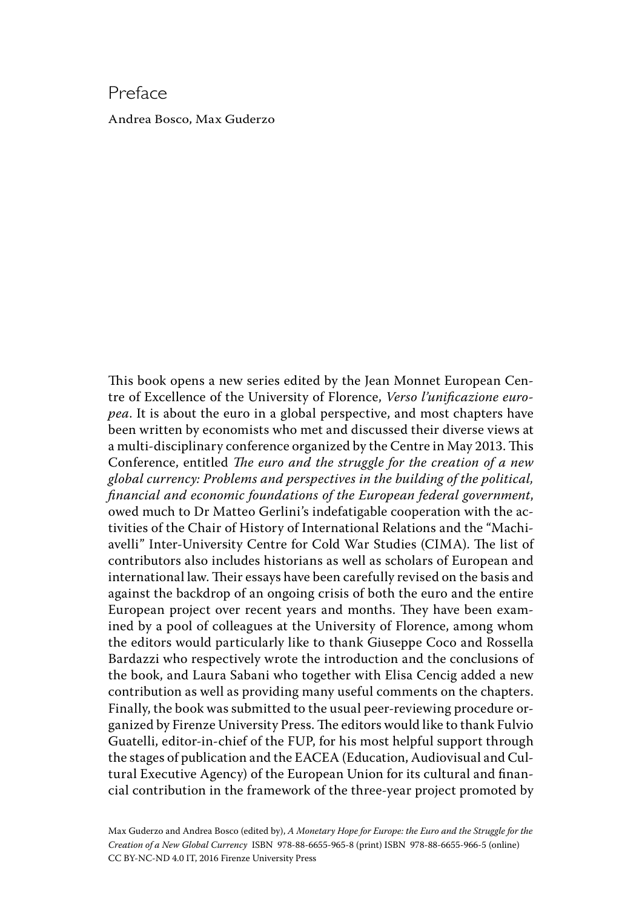# Preface

Andrea Bosco, Max Guderzo

This book opens a new series edited by the Jean Monnet European Centre of Excellence of the University of Florence, *Verso l'unificazione europea*. It is about the euro in a global perspective, and most chapters have been written by economists who met and discussed their diverse views at a multi-disciplinary conference organized by the Centre in May 2013. This Conference, entitled *The euro and the struggle for the creation of a new global currency: Problems and perspectives in the building of the political, financial and economic foundations of the European federal government*, owed much to Dr Matteo Gerlini's indefatigable cooperation with the activities of the Chair of History of International Relations and the "Machiavelli" Inter-University Centre for Cold War Studies (CIMA). The list of contributors also includes historians as well as scholars of European and international law. Their essays have been carefully revised on the basis and against the backdrop of an ongoing crisis of both the euro and the entire European project over recent years and months. They have been examined by a pool of colleagues at the University of Florence, among whom the editors would particularly like to thank Giuseppe Coco and Rossella Bardazzi who respectively wrote the introduction and the conclusions of the book, and Laura Sabani who together with Elisa Cencig added a new contribution as well as providing many useful comments on the chapters. Finally, the book was submitted to the usual peer-reviewing procedure organized by Firenze University Press. The editors would like to thank Fulvio Guatelli, editor-in-chief of the FUP, for his most helpful support through the stages of publication and the EACEA (Education, Audiovisual and Cultural Executive Agency) of the European Union for its cultural and financial contribution in the framework of the three-year project promoted by

Max Guderzo and Andrea Bosco (edited by), *A Monetary Hope for Europe: the Euro and the Struggle for the Creation of a New Global Currency* ISBN 978-88-6655-965-8 (print) ISBN 978-88-6655-966-5 (online) CC BY-NC-ND 4.0 IT, 2016 Firenze University Press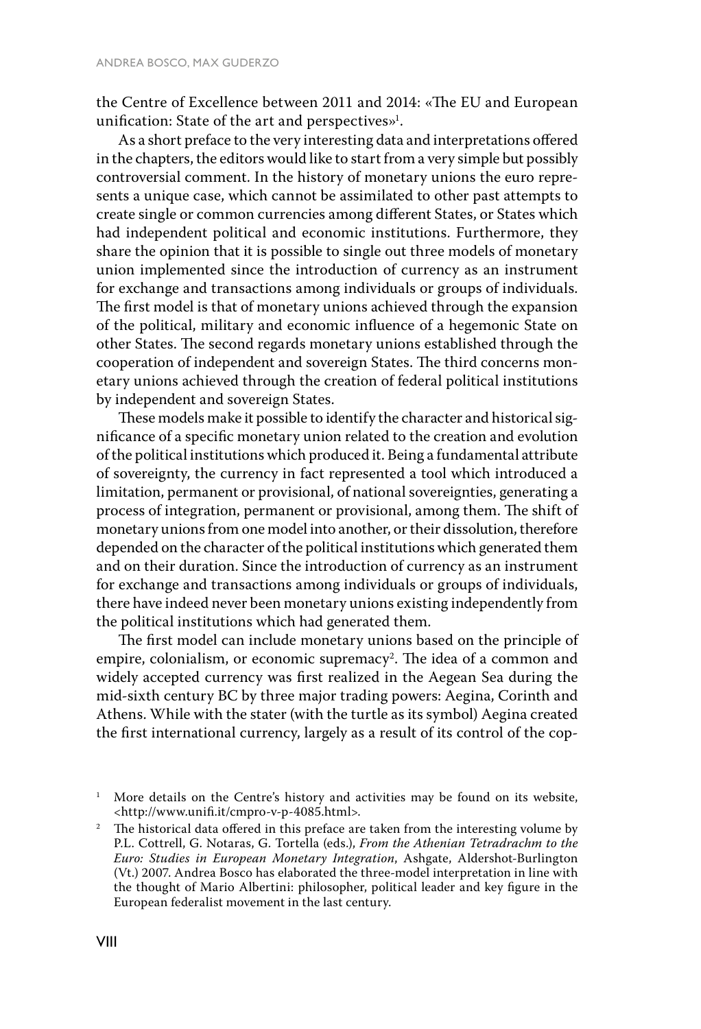the Centre of Excellence between 2011 and 2014: «The EU and European unification: State of the art and perspectives»[1].

As a short preface to the very interesting data and interpretations offered in the chapters, the editors would like to start from a very simple but possibly controversial comment. In the history of monetary unions the euro represents a unique case, which cannot be assimilated to other past attempts to create single or common currencies among different States, or States which had independent political and economic institutions. Furthermore, they share the opinion that it is possible to single out three models of monetary union implemented since the introduction of currency as an instrument for exchange and transactions among individuals or groups of individuals. The first model is that of monetary unions achieved through the expansion of the political, military and economic influence of a hegemonic State on other States. The second regards monetary unions established through the cooperation of independent and sovereign States. The third concerns monetary unions achieved through the creation of federal political institutions by independent and sovereign States.

These models make it possible to identify the character and historical significance of a specific monetary union related to the creation and evolution of the political institutions which produced it. Being a fundamental attribute of sovereignty, the currency in fact represented a tool which introduced a limitation, permanent or provisional, of national sovereignties, generating a process of integration, permanent or provisional, among them. The shift of monetary unions from one model into another, or their dissolution, therefore depended on the character of the political institutions which generated them and on their duration. Since the introduction of currency as an instrument for exchange and transactions among individuals or groups of individuals, there have indeed never been monetary unions existing independently from the political institutions which had generated them.

The first model can include monetary unions based on the principle of empire, colonialism, or economic supremacy[2]. The idea of a common and widely accepted currency was first realized in the Aegean Sea during the mid-sixth century BC by three major trading powers: Aegina, Corinth and Athens. While with the stater (with the turtle as its symbol) Aegina created the first international currency, largely as a result of its control of the cop-

[1] More details on the Centre's history and activities may be found on its website, <http://www.unifi.it/cmpro-v-p-4085.html>.

[2] The historical data offered in this preface are taken from the interesting volume by P.L. Cottrell, G. Notaras, G. Tortella (eds.), *From the Athenian Tetradrachm to the Euro: Studies in European Monetary Integration*, Ashgate, Aldershot-Burlington (Vt.) 2007. Andrea Bosco has elaborated the three-model interpretation in line with the thought of Mario Albertini: philosopher, political leader and key figure in the European federalist movement in the last century.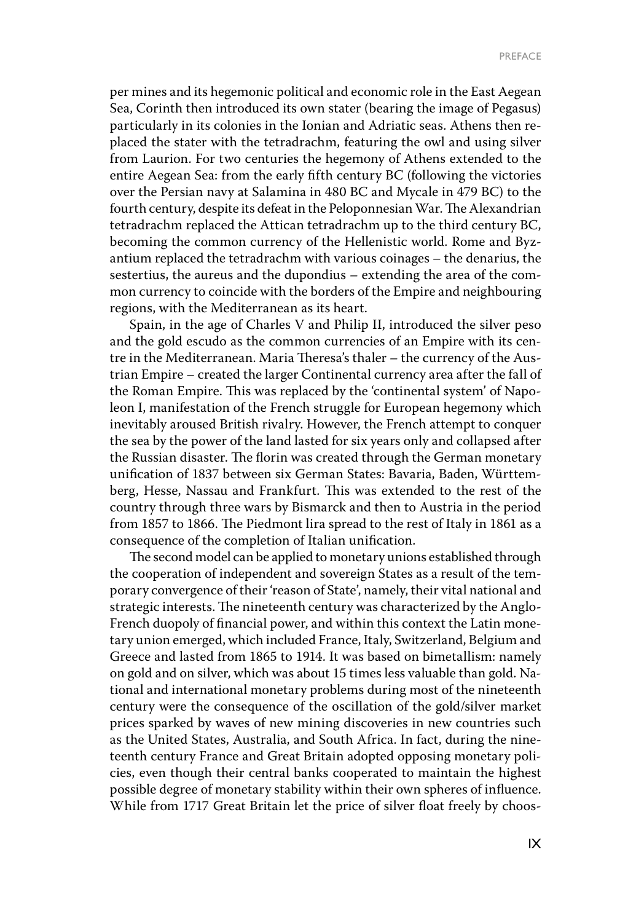per mines and its hegemonic political and economic role in the East Aegean Sea, Corinth then introduced its own stater (bearing the image of Pegasus) particularly in its colonies in the Ionian and Adriatic seas. Athens then replaced the stater with the tetradrachm, featuring the owl and using silver from Laurion. For two centuries the hegemony of Athens extended to the entire Aegean Sea: from the early fifth century BC (following the victories over the Persian navy at Salamina in 480 BC and Mycale in 479 BC) to the fourth century, despite its defeat in the Peloponnesian War. The Alexandrian tetradrachm replaced the Attican tetradrachm up to the third century BC, becoming the common currency of the Hellenistic world. Rome and Byzantium replaced the tetradrachm with various coinages – the denarius, the sestertius, the aureus and the dupondius – extending the area of the common currency to coincide with the borders of the Empire and neighbouring regions, with the Mediterranean as its heart.

Spain, in the age of Charles V and Philip II, introduced the silver peso and the gold escudo as the common currencies of an Empire with its centre in the Mediterranean. Maria Theresa's thaler – the currency of the Austrian Empire – created the larger Continental currency area after the fall of the Roman Empire. This was replaced by the 'continental system' of Napoleon I, manifestation of the French struggle for European hegemony which inevitably aroused British rivalry. However, the French attempt to conquer the sea by the power of the land lasted for six years only and collapsed after the Russian disaster. The florin was created through the German monetary unification of 1837 between six German States: Bavaria, Baden, Württemberg, Hesse, Nassau and Frankfurt. This was extended to the rest of the country through three wars by Bismarck and then to Austria in the period from 1857 to 1866. The Piedmont lira spread to the rest of Italy in 1861 as a consequence of the completion of Italian unification.

The second model can be applied to monetary unions established through the cooperation of independent and sovereign States as a result of the temporary convergence of their 'reason of State', namely, their vital national and strategic interests. The nineteenth century was characterized by the Anglo-French duopoly of financial power, and within this context the Latin monetary union emerged, which included France, Italy, Switzerland, Belgium and Greece and lasted from 1865 to 1914. It was based on bimetallism: namely on gold and on silver, which was about 15 times less valuable than gold. National and international monetary problems during most of the nineteenth century were the consequence of the oscillation of the gold/silver market prices sparked by waves of new mining discoveries in new countries such as the United States, Australia, and South Africa. In fact, during the nineteenth century France and Great Britain adopted opposing monetary policies, even though their central banks cooperated to maintain the highest possible degree of monetary stability within their own spheres of influence. While from 1717 Great Britain let the price of silver float freely by choos-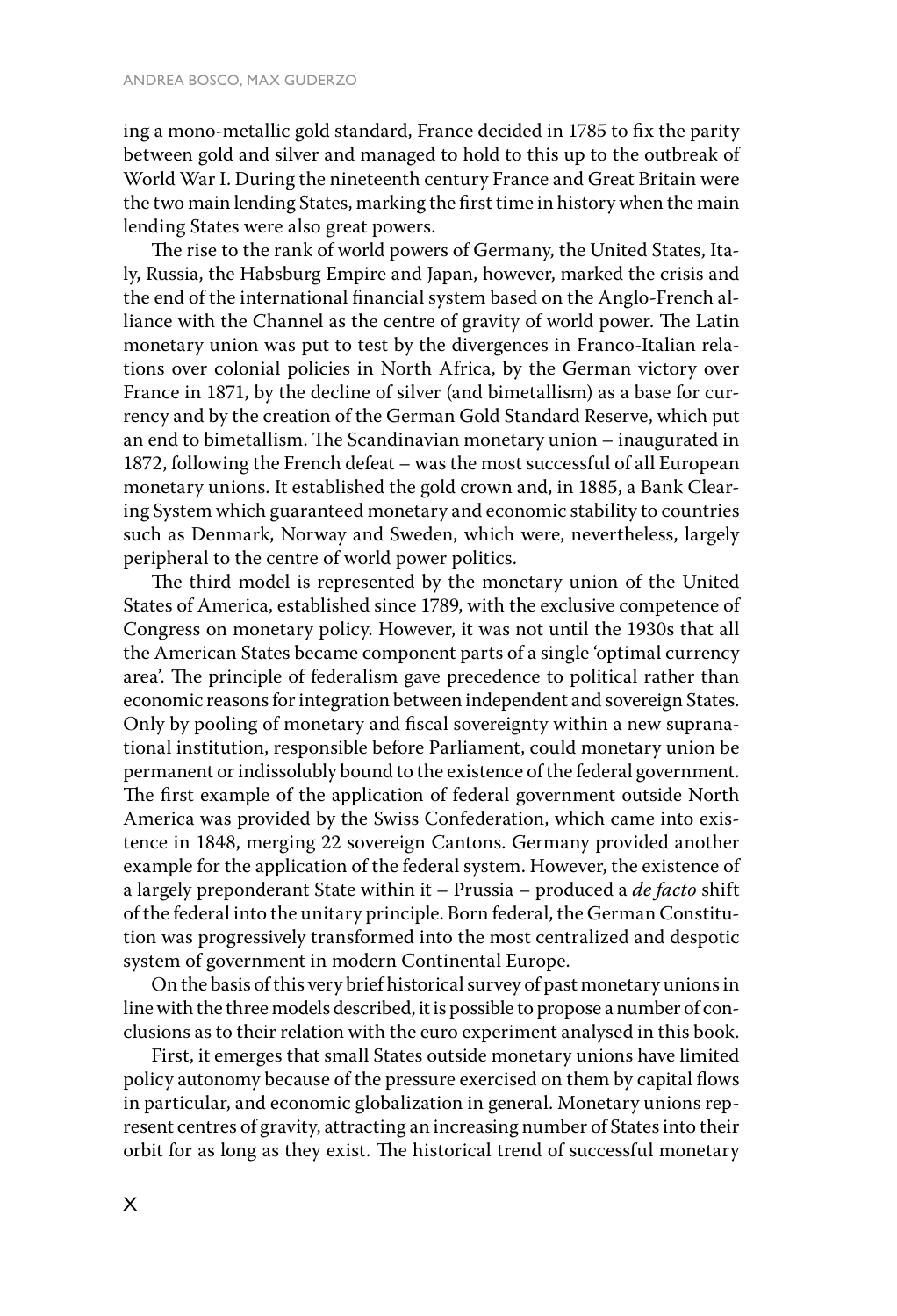ing a mono-metallic gold standard, France decided in 1785 to fix the parity between gold and silver and managed to hold to this up to the outbreak of World War I. During the nineteenth century France and Great Britain were the two main lending States, marking the first time in history when the main lending States were also great powers.

The rise to the rank of world powers of Germany, the United States, Italy, Russia, the Habsburg Empire and Japan, however, marked the crisis and the end of the international financial system based on the Anglo-French alliance with the Channel as the centre of gravity of world power. The Latin monetary union was put to test by the divergences in Franco-Italian relations over colonial policies in North Africa, by the German victory over France in 1871, by the decline of silver (and bimetallism) as a base for currency and by the creation of the German Gold Standard Reserve, which put an end to bimetallism. The Scandinavian monetary union – inaugurated in 1872, following the French defeat – was the most successful of all European monetary unions. It established the gold crown and, in 1885, a Bank Clearing System which guaranteed monetary and economic stability to countries such as Denmark, Norway and Sweden, which were, nevertheless, largely peripheral to the centre of world power politics.

The third model is represented by the monetary union of the United States of America, established since 1789, with the exclusive competence of Congress on monetary policy. However, it was not until the 1930s that all the American States became component parts of a single 'optimal currency area'. The principle of federalism gave precedence to political rather than economic reasons for integration between independent and sovereign States. Only by pooling of monetary and fiscal sovereignty within a new supranational institution, responsible before Parliament, could monetary union be permanent or indissolubly bound to the existence of the federal government. The first example of the application of federal government outside North America was provided by the Swiss Confederation, which came into existence in 1848, merging 22 sovereign Cantons. Germany provided another example for the application of the federal system. However, the existence of a largely preponderant State within it – Prussia – produced a *de facto* shift of the federal into the unitary principle. Born federal, the German Constitution was progressively transformed into the most centralized and despotic system of government in modern Continental Europe.

On the basis of this very brief historical survey of past monetary unions in line with the three models described, it is possible to propose a number of conclusions as to their relation with the euro experiment analysed in this book.

First, it emerges that small States outside monetary unions have limited policy autonomy because of the pressure exercised on them by capital flows in particular, and economic globalization in general. Monetary unions represent centres of gravity, attracting an increasing number of States into their orbit for as long as they exist. The historical trend of successful monetary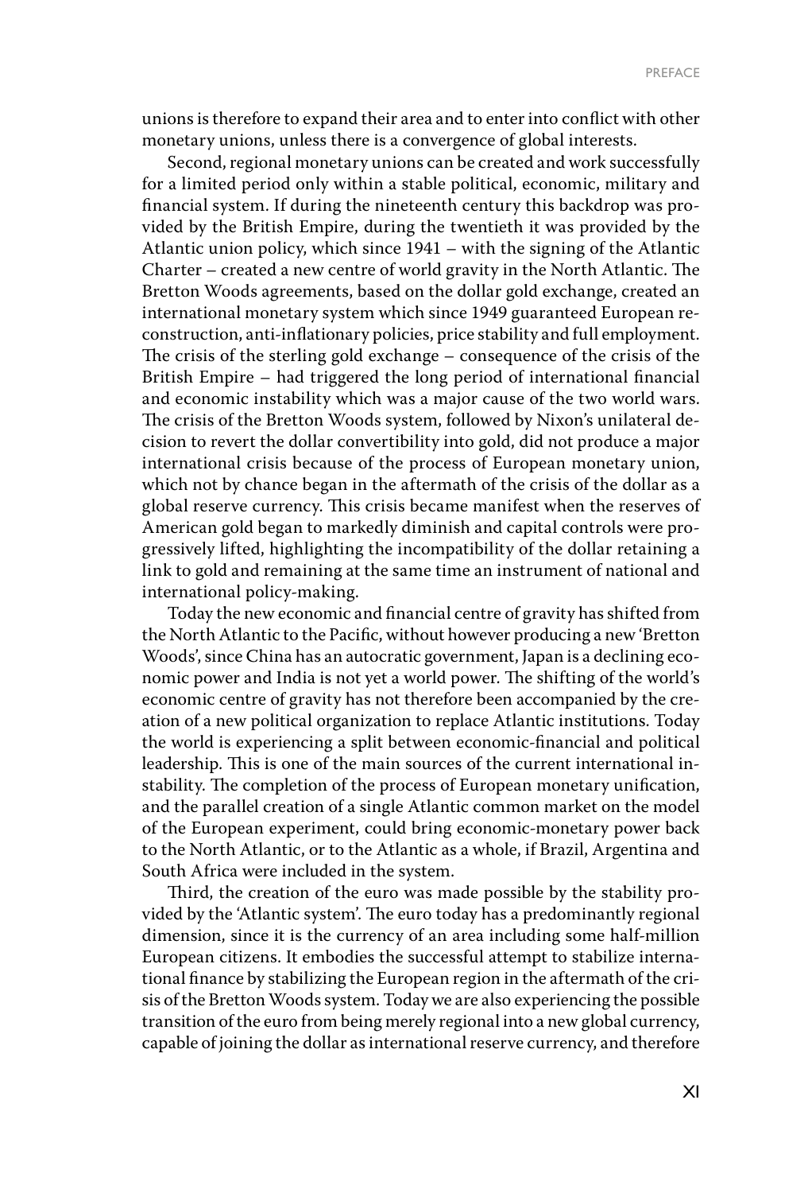unions is therefore to expand their area and to enter into conflict with other monetary unions, unless there is a convergence of global interests.

Second, regional monetary unions can be created and work successfully for a limited period only within a stable political, economic, military and financial system. If during the nineteenth century this backdrop was provided by the British Empire, during the twentieth it was provided by the Atlantic union policy, which since 1941 – with the signing of the Atlantic Charter – created a new centre of world gravity in the North Atlantic. The Bretton Woods agreements, based on the dollar gold exchange, created an international monetary system which since 1949 guaranteed European reconstruction, anti-inflationary policies, price stability and full employment. The crisis of the sterling gold exchange – consequence of the crisis of the British Empire – had triggered the long period of international financial and economic instability which was a major cause of the two world wars. The crisis of the Bretton Woods system, followed by Nixon's unilateral decision to revert the dollar convertibility into gold, did not produce a major international crisis because of the process of European monetary union, which not by chance began in the aftermath of the crisis of the dollar as a global reserve currency. This crisis became manifest when the reserves of American gold began to markedly diminish and capital controls were progressively lifted, highlighting the incompatibility of the dollar retaining a link to gold and remaining at the same time an instrument of national and international policy-making.

Today the new economic and financial centre of gravity has shifted from the North Atlantic to the Pacific, without however producing a new 'Bretton Woods', since China has an autocratic government, Japan is a declining economic power and India is not yet a world power. The shifting of the world's economic centre of gravity has not therefore been accompanied by the creation of a new political organization to replace Atlantic institutions. Today the world is experiencing a split between economic-financial and political leadership. This is one of the main sources of the current international instability. The completion of the process of European monetary unification, and the parallel creation of a single Atlantic common market on the model of the European experiment, could bring economic-monetary power back to the North Atlantic, or to the Atlantic as a whole, if Brazil, Argentina and South Africa were included in the system.

Third, the creation of the euro was made possible by the stability provided by the 'Atlantic system'. The euro today has a predominantly regional dimension, since it is the currency of an area including some half-million European citizens. It embodies the successful attempt to stabilize international finance by stabilizing the European region in the aftermath of the crisis of the Bretton Woods system. Today we are also experiencing the possible transition of the euro from being merely regional into a new global currency, capable of joining the dollar as international reserve currency, and therefore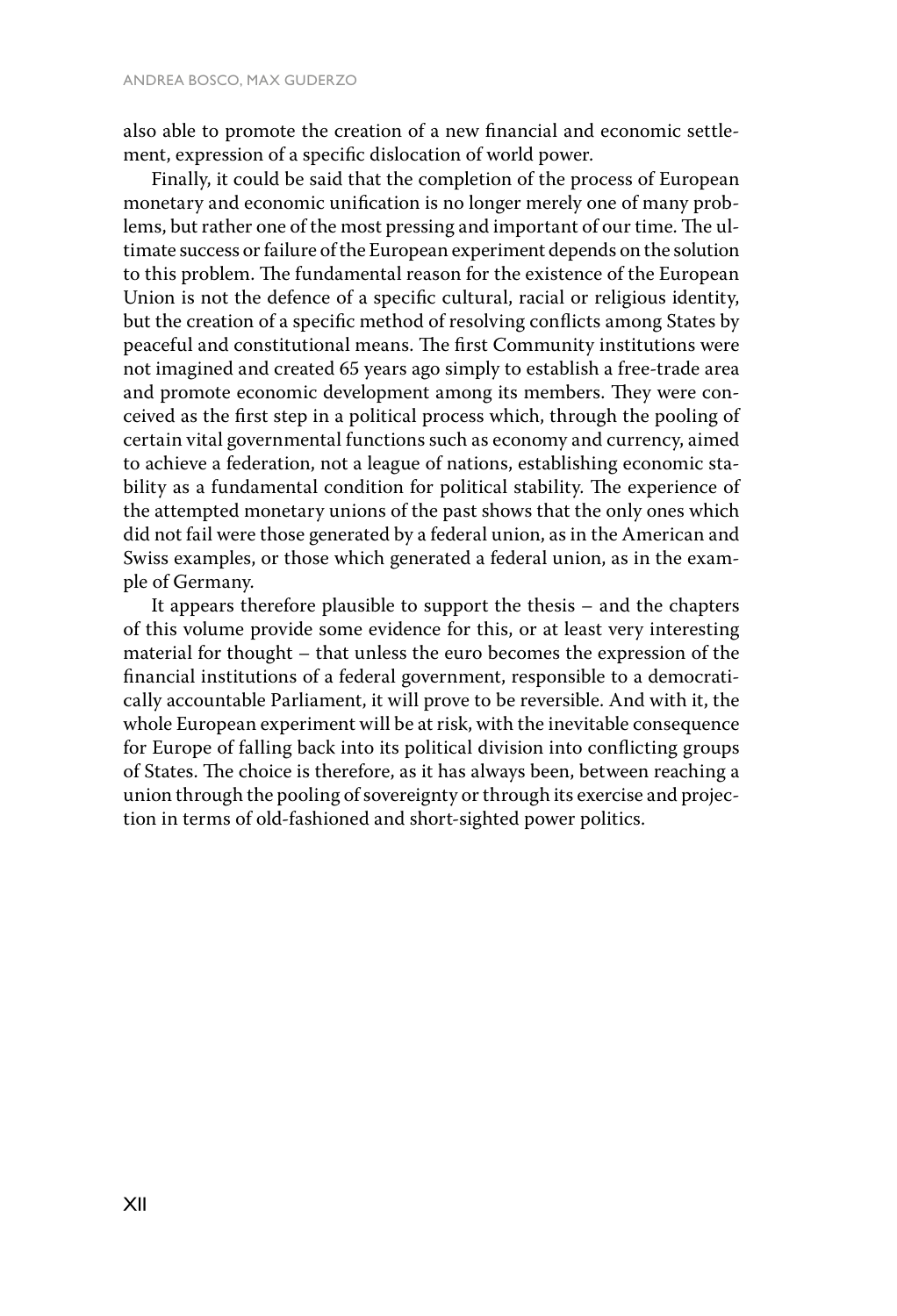also able to promote the creation of a new financial and economic settlement, expression of a specific dislocation of world power.

Finally, it could be said that the completion of the process of European monetary and economic unification is no longer merely one of many problems, but rather one of the most pressing and important of our time. The ultimate success or failure of the European experiment depends on the solution to this problem. The fundamental reason for the existence of the European Union is not the defence of a specific cultural, racial or religious identity, but the creation of a specific method of resolving conflicts among States by peaceful and constitutional means. The first Community institutions were not imagined and created 65 years ago simply to establish a free-trade area and promote economic development among its members. They were conceived as the first step in a political process which, through the pooling of certain vital governmental functions such as economy and currency, aimed to achieve a federation, not a league of nations, establishing economic stability as a fundamental condition for political stability. The experience of the attempted monetary unions of the past shows that the only ones which did not fail were those generated by a federal union, as in the American and Swiss examples, or those which generated a federal union, as in the example of Germany.

It appears therefore plausible to support the thesis – and the chapters of this volume provide some evidence for this, or at least very interesting material for thought – that unless the euro becomes the expression of the financial institutions of a federal government, responsible to a democratically accountable Parliament, it will prove to be reversible. And with it, the whole European experiment will be at risk, with the inevitable consequence for Europe of falling back into its political division into conflicting groups of States. The choice is therefore, as it has always been, between reaching a union through the pooling of sovereignty or through its exercise and projection in terms of old-fashioned and short-sighted power politics.